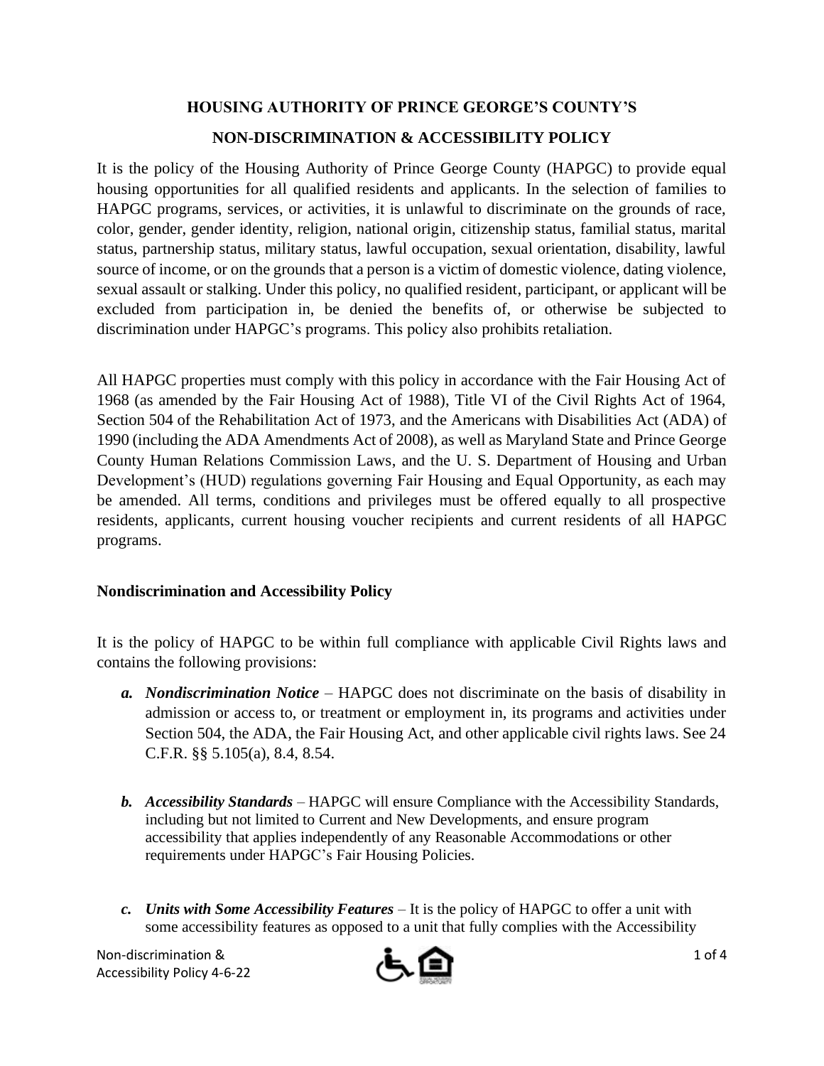# HOUSING AUTHORITY OF PRINCE GEORGE'S COUNTY'S

# NON-DISCRIMINATION & ACCESSIBILITY POLICY

It is the policy of the Housing Authority of Prince George County (HAPGC) to provide equal housing opportunities for all qualified residents and applicants. In the selection of families to HAPGC programs, services, or activities, it is unlawful to discriminate on the grounds of race, color, gender, gender identity, religion, national origin, citizenship status, familial status, marital status, partnership status, military status, lawful occupation, sexual orientation, disability, lawful source of income, or on the grounds that a person is a victim of domestic violence, dating violence, sexual assault or stalking. Under this policy, no qualified resident, participant, or applicant will be excluded from participation in, be denied the benefits of, or otherwise be subjected to discrimination under HAPGC's programs. This policy also prohibits retaliation.

All HAPGC properties must comply with this policy in accordance with the Fair Housing Act of 1968 (as amended by the Fair Housing Act of 1988), Title VI of the Civil Rights Act of 1964, Section 504 of the Rehabilitation Act of 1973, and the Americans with Disabilities Act (ADA) of 1990 (including the ADA Amendments Act of 2008), as well as Maryland State and Prince George County Human Relations Commission Laws, and the U. S. Department of Housing and Urban Development's (HUD) regulations governing Fair Housing and Equal Opportunity, as each may be amended. All terms, conditions and privileges must be offered equally to all prospective residents, applicants, current housing voucher recipients and current residents of all HAPGC programs.

### Nondiscrimination and Accessibility Policy

It is the policy of HAPGC to be within full compliance with applicable Civil Rights laws and contains the following provisions:

*a.* ***Nondiscrimination Notice*** – HAPGC does not discriminate on the basis of disability in admission or access to, or treatment or employment in, its programs and activities under Section 504, the ADA, the Fair Housing Act, and other applicable civil rights laws. See 24 C.F.R. §§ 5.105(a), 8.4, 8.54.

*b.* ***Accessibility Standards*** – HAPGC will ensure Compliance with the Accessibility Standards, including but not limited to Current and New Developments, and ensure program accessibility that applies independently of any Reasonable Accommodations or other requirements under HAPGC's Fair Housing Policies.

*c.* ***Units with Some Accessibility Features*** – It is the policy of HAPGC to offer a unit with some accessibility features as opposed to a unit that fully complies with the Accessibility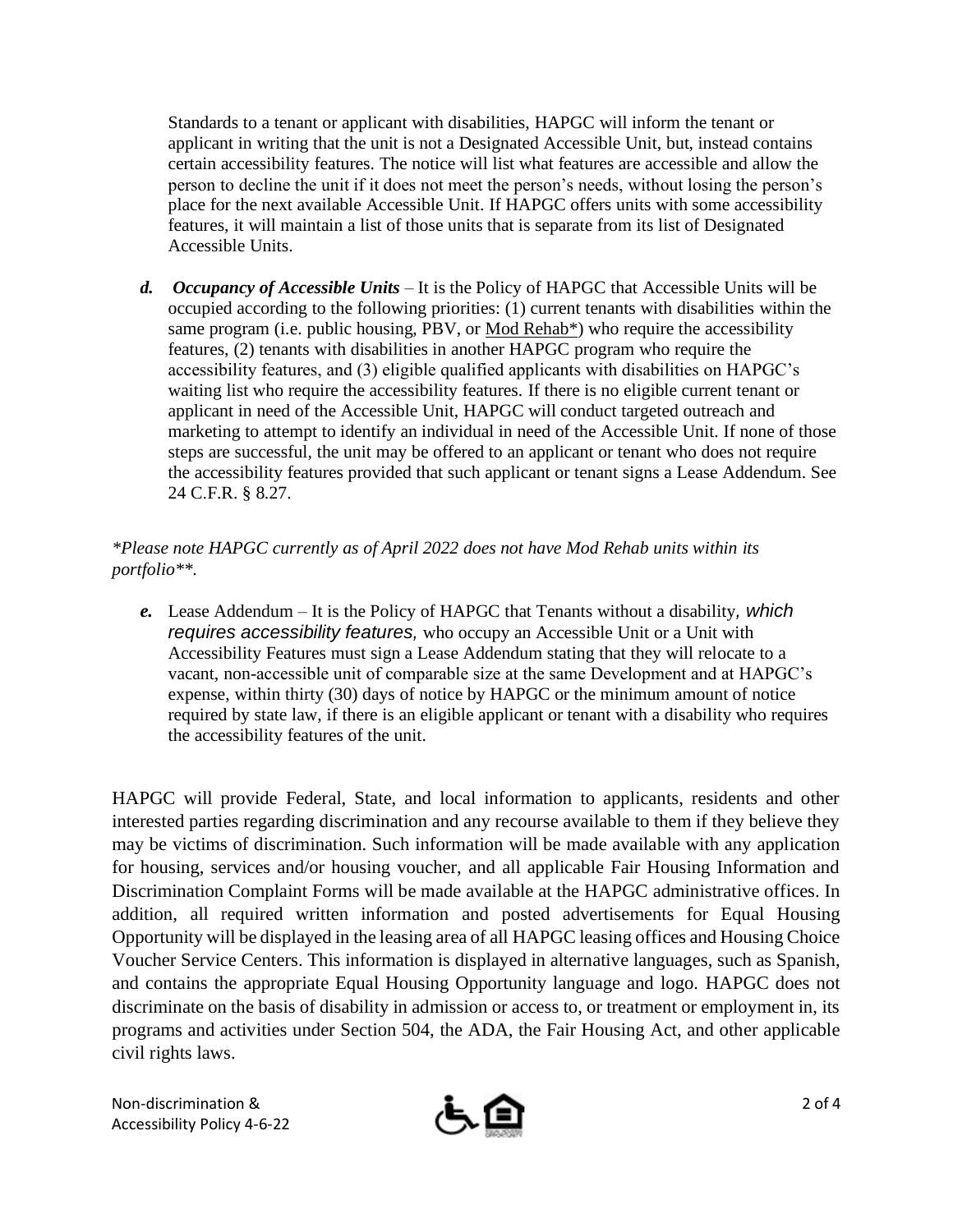Standards to a tenant or applicant with disabilities, HAPGC will inform the tenant or applicant in writing that the unit is not a Designated Accessible Unit, but, instead contains certain accessibility features. The notice will list what features are accessible and allow the person to decline the unit if it does not meet the person's needs, without losing the person's place for the next available Accessible Unit. If HAPGC offers units with some accessibility features, it will maintain a list of those units that is separate from its list of Designated Accessible Units.

***d.*** ***Occupancy of Accessible Units*** – It is the Policy of HAPGC that Accessible Units will be occupied according to the following priorities: (1) current tenants with disabilities within the same program (i.e. public housing, PBV, or Mod Rehab*) who require the accessibility features, (2) tenants with disabilities in another HAPGC program who require the accessibility features, and (3) eligible qualified applicants with disabilities on HAPGC's waiting list who require the accessibility features. If there is no eligible current tenant or applicant in need of the Accessible Unit, HAPGC will conduct targeted outreach and marketing to attempt to identify an individual in need of the Accessible Unit. If none of those steps are successful, the unit may be offered to an applicant or tenant who does not require the accessibility features provided that such applicant or tenant signs a Lease Addendum. See 24 C.F.R. § 8.27.

*\*Please note HAPGC currently as of April 2022 does not have Mod Rehab units within its portfolio\*\*.*

***e.*** Lease Addendum – It is the Policy of HAPGC that Tenants without a disability*, which requires accessibility features,* who occupy an Accessible Unit or a Unit with Accessibility Features must sign a Lease Addendum stating that they will relocate to a vacant, non-accessible unit of comparable size at the same Development and at HAPGC's expense, within thirty (30) days of notice by HAPGC or the minimum amount of notice required by state law, if there is an eligible applicant or tenant with a disability who requires the accessibility features of the unit.

HAPGC will provide Federal, State, and local information to applicants, residents and other interested parties regarding discrimination and any recourse available to them if they believe they may be victims of discrimination. Such information will be made available with any application for housing, services and/or housing voucher, and all applicable Fair Housing Information and Discrimination Complaint Forms will be made available at the HAPGC administrative offices. In addition, all required written information and posted advertisements for Equal Housing Opportunity will be displayed in the leasing area of all HAPGC leasing offices and Housing Choice Voucher Service Centers. This information is displayed in alternative languages, such as Spanish, and contains the appropriate Equal Housing Opportunity language and logo. HAPGC does not discriminate on the basis of disability in admission or access to, or treatment or employment in, its programs and activities under Section 504, the ADA, the Fair Housing Act, and other applicable civil rights laws.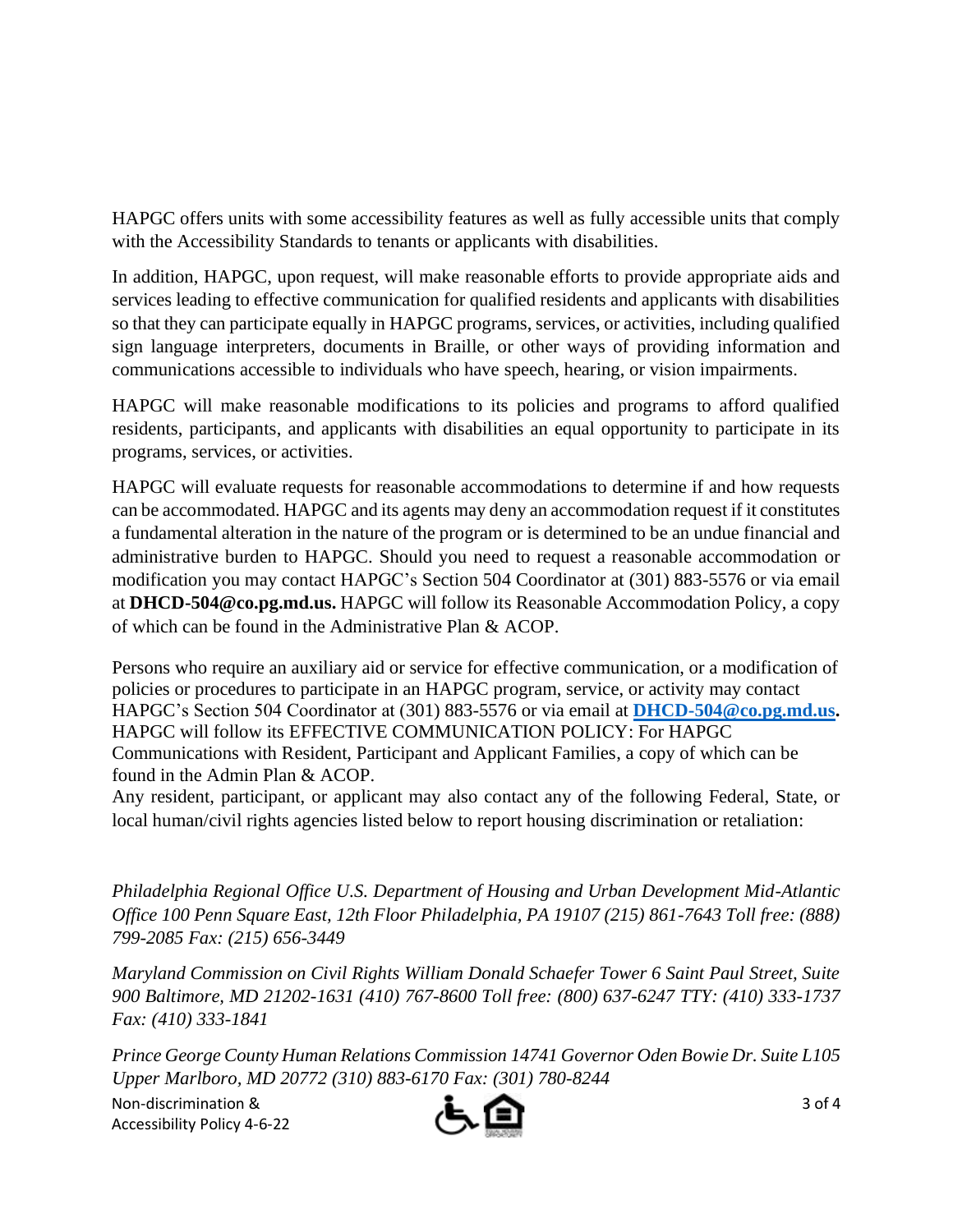HAPGC offers units with some accessibility features as well as fully accessible units that comply with the Accessibility Standards to tenants or applicants with disabilities.

In addition, HAPGC, upon request, will make reasonable efforts to provide appropriate aids and services leading to effective communication for qualified residents and applicants with disabilities so that they can participate equally in HAPGC programs, services, or activities, including qualified sign language interpreters, documents in Braille, or other ways of providing information and communications accessible to individuals who have speech, hearing, or vision impairments.

HAPGC will make reasonable modifications to its policies and programs to afford qualified residents, participants, and applicants with disabilities an equal opportunity to participate in its programs, services, or activities.

HAPGC will evaluate requests for reasonable accommodations to determine if and how requests can be accommodated. HAPGC and its agents may deny an accommodation request if it constitutes a fundamental alteration in the nature of the program or is determined to be an undue financial and administrative burden to HAPGC. Should you need to request a reasonable accommodation or modification you may contact HAPGC's Section 504 Coordinator at (301) 883-5576 or via email at **DHCD-504@co.pg.md.us.** HAPGC will follow its Reasonable Accommodation Policy, a copy of which can be found in the Administrative Plan & ACOP.

Persons who require an auxiliary aid or service for effective communication, or a modification of policies or procedures to participate in an HAPGC program, service, or activity may contact HAPGC's Section 504 Coordinator at (301) 883-5576 or via email at **DHCD-504@co.pg.md.us.** HAPGC will follow its EFFECTIVE COMMUNICATION POLICY: For HAPGC Communications with Resident, Participant and Applicant Families, a copy of which can be found in the Admin Plan & ACOP.

Any resident, participant, or applicant may also contact any of the following Federal, State, or local human/civil rights agencies listed below to report housing discrimination or retaliation:

*Philadelphia Regional Office U.S. Department of Housing and Urban Development Mid-Atlantic Office 100 Penn Square East, 12th Floor Philadelphia, PA 19107 (215) 861-7643 Toll free: (888) 799-2085 Fax: (215) 656-3449*

*Maryland Commission on Civil Rights William Donald Schaefer Tower 6 Saint Paul Street, Suite 900 Baltimore, MD 21202-1631 (410) 767-8600 Toll free: (800) 637-6247 TTY: (410) 333-1737 Fax: (410) 333-1841*

*Prince George County Human Relations Commission 14741 Governor Oden Bowie Dr. Suite L105 Upper Marlboro, MD 20772 (310) 883-6170 Fax: (301) 780-8244*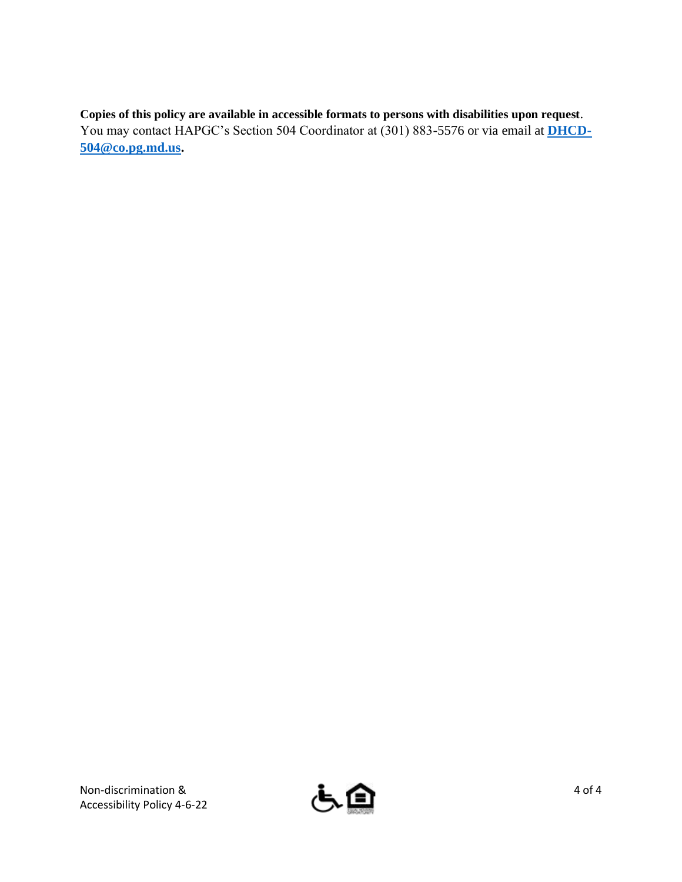**Copies of this policy are available in accessible formats to persons with disabilities upon request**. You may contact HAPGC's Section 504 Coordinator at (301) 883-5576 or via email at **DHCD-504@co.pg.md.us.**